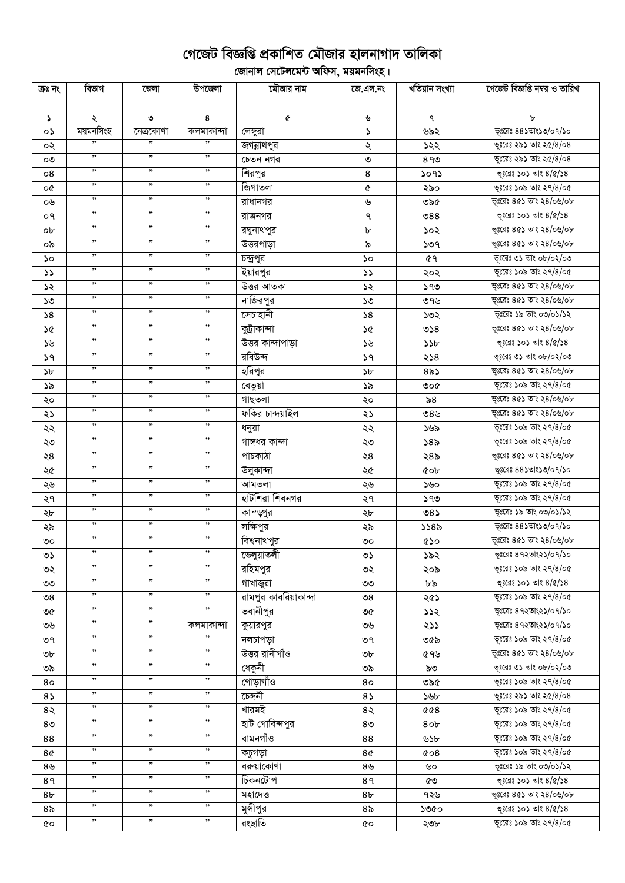# গেজেট বিজ্ঞপ্তি প্রকাশিত মৌজার হালনাগাদ তালিকা

## জোনাল সেটেলমেন্ট অফিস, ময়মনসিংহ।

| ক্রঃ নং | বিভাগ | জেলা | উপজেলা | মৌজার নাম | জে.এল.নং | খতিয়ান সংখ্যা | গেজেট বিজ্ঞপ্তি নম্বর ও তারিখ |
|---|---|---|---|---|---|---|---|
| ১ | ২ | ৩ | ৪ | ৫ | ৬ | ৭ | ৮ |
| ০১ | ময়মনসিংহ | নেত্রকোণা | কলমাকান্দা | লেঙ্গুরা | ১ | ৬৯২ | ভূঃরেঃ ৪৪১তাং১৩/০৭/১০ |
| ০২ | " | " | " | জগন্নাথপুর | ২ | ১২২ | ভূঃরেঃ ২৯১ তাং ২৫/৪/০৪ |
| ০৩ | " | " | " | চেতন নগর | ৩ | ৪৭৩ | ভূঃরেঃ ২৯১ তাং ২৫/৪/০৪ |
| ০৪ | " | " | " | শিরপুর | ৪ | ১০৭১ | ভূঃরেঃ ১০১ তাং ৪/৫/১৪ |
| ০৫ | " | " | " | জিগাতলা | ৫ | ২৯০ | ভূঃরেঃ ১০৯ তাং ২৭/৪/০৫ |
| ০৬ | " | " | " | রাধানগর | ৬ | ৩৯৫ | ভূঃরেঃ ৪৫১ তাং ২৪/০৬/০৮ |
| ০৭ | " | " | " | রাজনগর | ৭ | ৩৪৪ | ভূঃরেঃ ১০১ তাং ৪/৫/১৪ |
| ০৮ | " | " | " | রঘুনাথপুর | ৮ | ১০২ | ভূঃরেঃ ৪৫১ তাং ২৪/০৬/০৮ |
| ০৯ | " | " | " | উত্তরপাড়া | ৯ | ১৩৭ | ভূঃরেঃ ৪৫১ তাং ২৪/০৬/০৮ |
| ১০ | " | " | " | চন্দ্রপুর | ১০ | ৫৭ | ভূঃরেঃ ৩১ তাং ০৮/০২/০৩ |
| ১১ | " | " | " | ইয়ারপুর | ১১ | ২০২ | ভূঃরেঃ ১০৯ তাং ২৭/৪/০৫ |
| ১২ | " | " | " | উত্তর আতকা | ১২ | ১৭৩ | ভূঃরেঃ ৪৫১ তাং ২৪/০৬/০৮ |
| ১৩ | " | " | " | নাজিরপুর | ১৩ | ৩৭৬ | ভূঃরেঃ ৪৫১ তাং ২৪/০৬/০৮ |
| ১৪ | " | " | " | সেচাহানী | ১৪ | ১৩২ | ভূঃরেঃ ১৯ তাং ০৩/০১/১২ |
| ১৫ | " | " | " | কুট্রাকান্দা | ১৫ | ৩১৪ | ভূঃরেঃ ৪৫১ তাং ২৪/০৬/০৮ |
| ১৬ | " | " | " | উত্তর কান্দাপাড়া | ১৬ | ১১৮ | ভূঃরেঃ ১০১ তাং ৪/৫/১৪ |
| ১৭ | " | " | " | রবিউন্দ | ১৭ | ২১৪ | ভূঃরেঃ ৩১ তাং ০৮/০২/০৩ |
| ১৮ | " | " | " | হরিপুর | ১৮ | ৪৯১ | ভূঃরেঃ ৪৫১ তাং ২৪/০৬/০৮ |
| ১৯ | " | " | " | বেতুয়া | ১৯ | ৩০৫ | ভূঃরেঃ ১০৯ তাং ২৭/৪/০৫ |
| ২০ | " | " | " | গাছতলা | ২০ | ৯৪ | ভূঃরেঃ ৪৫১ তাং ২৪/০৬/০৮ |
| ২১ | " | " | " | ফকির চান্দয়াইল | ২১ | ৩৪৬ | ভূঃরেঃ ৪৫১ তাং ২৪/০৬/০৮ |
| ২২ | " | " | " | ধনুয়া | ২২ | ১৬৯ | ভূঃরেঃ ১০৯ তাং ২৭/৪/০৫ |
| ২৩ | " | " | " | গাঙ্গধর কান্দা | ২৩ | ১৪৯ | ভূঃরেঃ ১০৯ তাং ২৭/৪/০৫ |
| ২৪ | " | " | " | পাচকাঠা | ২৪ | ২৪৯ | ভূঃরেঃ ৪৫১ তাং ২৪/০৬/০৮ |
| ২৫ | " | " | " | উলুকান্দা | ২৫ | ৫০৮ | ভূঃরেঃ ৪৪১তাং১৩/০৭/১০ |
| ২৬ | " | " | " | আমতলা | ২৬ | ১৬০ | ভূঃরেঃ ১০৯ তাং ২৭/৪/০৫ |
| ২৭ | " | " | " | হাটশিরা শিবনগর | ২৭ | ১৭৩ | ভূঃরেঃ ১০৯ তাং ২৭/৪/০৫ |
| ২৮ | " | " | " | কান্দুপুর | ২৮ | ৩৪১ | ভূঃরেঃ ১৯ তাং ০৩/০১/১২ |
| ২৯ | " | " | " | লক্ষিপুর | ২৯ | ১১৪৯ | ভূঃরেঃ ৪৪১তাং১৩/০৭/১০ |
| ৩০ | " | " | " | বিশ্বনাথপুর | ৩০ | ৫১০ | ভূঃরেঃ ৪৫১ তাং ২৪/০৬/০৮ |
| ৩১ | " | " | " | ভেলুয়াতলী | ৩১ | ১৯২ | ভূঃরেঃ ৪৭২তাং২১/০৭/১০ |
| ৩২ | " | " | " | রহিমপুর | ৩২ | ২০৯ | ভূঃরেঃ ১০৯ তাং ২৭/৪/০৫ |
| ৩৩ | " | " | " | গাখাজুরা | ৩৩ | ৮৯ | ভূঃরেঃ ১০১ তাং ৪/৫/১৪ |
| ৩৪ | " | " | " | রামপুর কাবরিয়াকান্দা | ৩৪ | ২৫১ | ভূঃরেঃ ১০৯ তাং ২৭/৪/০৫ |
| ৩৫ | " | " | " | ভবানীপুর | ৩৫ | ১১২ | ভূঃরেঃ ৪৭২তাং২১/০৭/১০ |
| ৩৬ | " | " | কলমাকান্দা | কুয়ারপুর | ৩৬ | ২১১ | ভূঃরেঃ ৪৭২তাং২১/০৭/১০ |
| ৩৭ | " | " | " | নলচাপড়া | ৩৭ | ৩৫৯ | ভূঃরেঃ ১০৯ তাং ২৭/৪/০৫ |
| ৩৮ | " | " | " | উত্তর রানীগাঁও | ৩৮ | ৫৭৬ | ভূঃরেঃ ৪৫১ তাং ২৪/০৬/০৮ |
| ৩৯ | " | " | " | ধেকুনী | ৩৯ | ৯৩ | ভূঃরেঃ ৩১ তাং ০৮/০২/০৩ |
| ৪০ | " | " | " | গোড়াগাঁও | ৪০ | ৩৯৫ | ভূঃরেঃ ১০৯ তাং ২৭/৪/০৫ |
| ৪১ | " | " | " | চেঙ্গনী | ৪১ | ১৬৮ | ভূঃরেঃ ২৯১ তাং ২৫/৪/০৪ |
| ৪২ | " | " | " | খারমই | ৪২ | ৫৫৪ | ভূঃরেঃ ১০৯ তাং ২৭/৪/০৫ |
| ৪৩ | " | " | " | হাট গোবিন্দপুর | ৪৩ | ৪০৮ | ভূঃরেঃ ১০৯ তাং ২৭/৪/০৫ |
| ৪৪ | " | " | " | বামনগাঁও | ৪৪ | ৬১৮ | ভূঃরেঃ ১০৯ তাং ২৭/৪/০৫ |
| ৪৫ | " | " | " | কচুগড়া | ৪৫ | ৫০৪ | ভূঃরেঃ ১০৯ তাং ২৭/৪/০৫ |
| ৪৬ | " | " | " | বরুয়াকোণা | ৪৬ | ৬০ | ভূঃরেঃ ১৯ তাং ০৩/০১/১২ |
| ৪৭ | " | " | " | চিকনটোপ | ৪৭ | ৫৩ | ভূঃরেঃ ১০১ তাং ৪/৫/১৪ |
| ৪৮ | " | " | " | মহাদেত্ত | ৪৮ | ৭২৬ | ভূঃরেঃ ৪৫১ তাং ২৪/০৬/০৮ |
| ৪৯ | " | " | " | মুন্সীপুর | ৪৯ | ১৩৫০ | ভূঃরেঃ ১০১ তাং ৪/৫/১৪ |
| ৫০ | " | " | " | রংছাতি | ৫০ | ২৩৮ | ভূঃরেঃ ১০৯ তাং ২৭/৪/০৫ |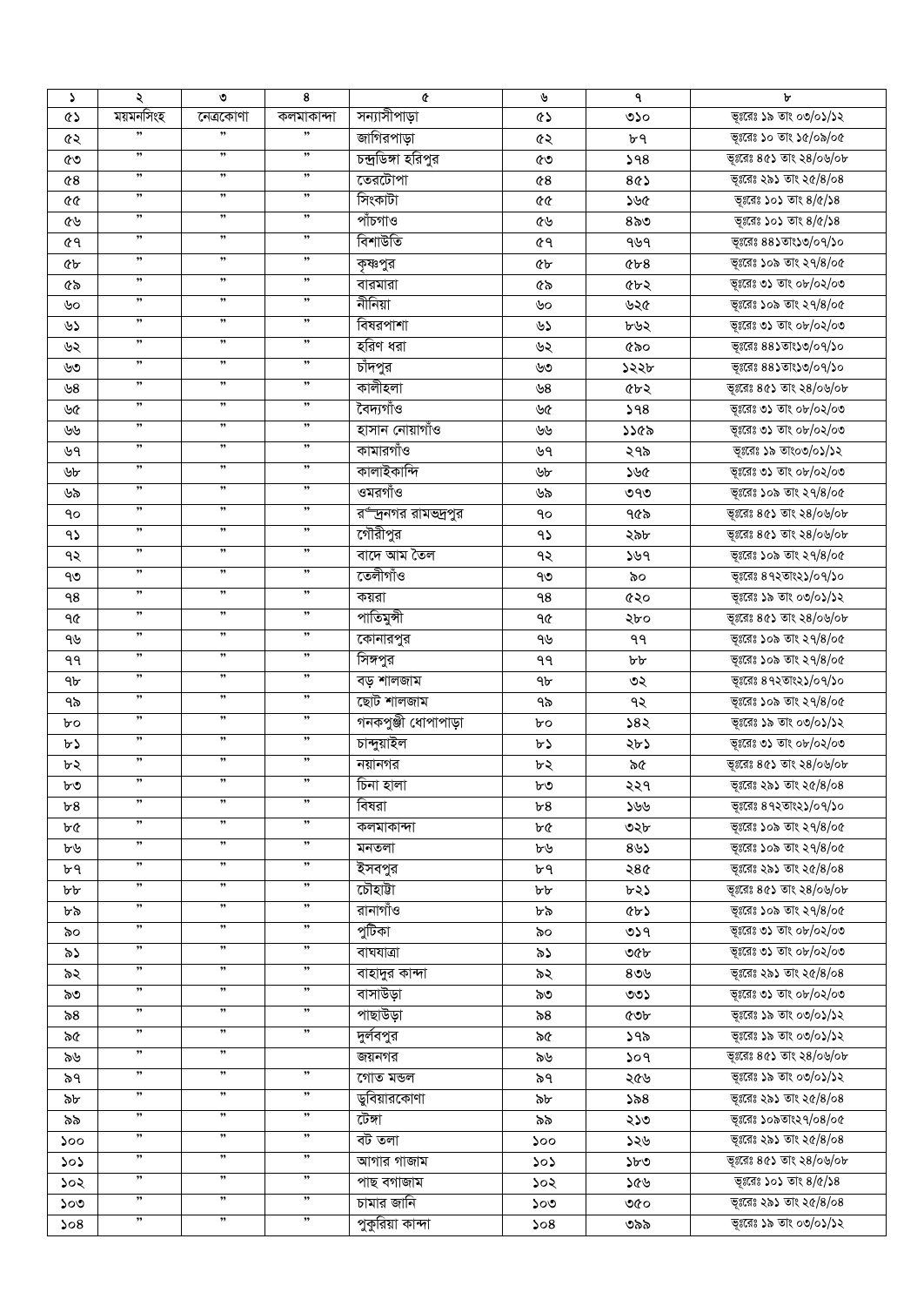| ১ | ২ | ৩ | ৪ | ৫ | ৬ | ৭ | ৮ |
|---|---|---|---|---|---|---|---|
| ৫১ | ময়মনসিংহ | নেত্রকোণা | কলমাকান্দা | সন্যাসীপাড়া | ৫১ | ৩১০ | ভূঃরেঃ ১৯ তাং ০৩/০১/১২ |
| ৫২ | ” | ” | ” | জাগিরপাড়া | ৫২ | ৮৭ | ভূঃরেঃ ১০ তাং ১৫/০৯/০৫ |
| ৫৩ | ” | ” | ” | চন্দ্রডিঙ্গা হরিপুর | ৫৩ | ১৭৪ | ভূঃরেঃ ৪৫১ তাং ২৪/০৬/০৮ |
| ৫৪ | ” | ” | ” | তেরটোপা | ৫৪ | ৪৫১ | ভূঃরেঃ ২৯১ তাং ২৫/৪/০৪ |
| ৫৫ | ” | ” | ” | সিংকাটা | ৫৫ | ১৬৫ | ভূঃরেঃ ১০১ তাং ৪/৫/১৪ |
| ৫৬ | ” | ” | ” | পাঁচগাও | ৫৬ | ৪৯৩ | ভূঃরেঃ ১০১ তাং ৪/৫/১৪ |
| ৫৭ | ” | ” | ” | বিশাউতি | ৫৭ | ৭৬৭ | ভূঃরেঃ ৪৪১তাং১৩/০৭/১০ |
| ৫৮ | ” | ” | ” | কৃষ্ণপুর | ৫৮ | ৫৮৪ | ভূঃরেঃ ১০৯ তাং ২৭/৪/০৫ |
| ৫৯ | ” | ” | ” | বারমারা | ৫৯ | ৫৮২ | ভূঃরেঃ ৩১ তাং ০৮/০২/০৩ |
| ৬০ | ” | ” | ” | নীনিয়া | ৬০ | ৬২৫ | ভূঃরেঃ ১০৯ তাং ২৭/৪/০৫ |
| ৬১ | ” | ” | ” | বিষরপাশা | ৬১ | ৮৬২ | ভূঃরেঃ ৩১ তাং ০৮/০২/০৩ |
| ৬২ | ” | ” | ” | হরিণ ধরা | ৬২ | ৫৯০ | ভূঃরেঃ ৪৪১তাং১৩/০৭/১০ |
| ৬৩ | ” | ” | ” | চাঁদপুর | ৬৩ | ১২২৮ | ভূঃরেঃ ৪৪১তাং১৩/০৭/১০ |
| ৬৪ | ” | ” | ” | কালীহলা | ৬৪ | ৫৮২ | ভূঃরেঃ ৪৫১ তাং ২৪/০৬/০৮ |
| ৬৫ | ” | ” | ” | বৈদ্যগাঁও | ৬৫ | ১৭৪ | ভূঃরেঃ ৩১ তাং ০৮/০২/০৩ |
| ৬৬ | ” | ” | ” | হাসান নোয়াগাঁও | ৬৬ | ১১৫৯ | ভূঃরেঃ ৩১ তাং ০৮/০২/০৩ |
| ৬৭ | ” | ” | ” | কামারগাঁও | ৬৭ | ২৭৯ | ভূঃরেঃ ১৯ তাং০৩/০১/১২ |
| ৬৮ | ” | ” | ” | কালাইকান্দি | ৬৮ | ১৬৫ | ভূঃরেঃ ৩১ তাং ০৮/০২/০৩ |
| ৬৯ | ” | ” | ” | ওমরগাঁও | ৬৯ | ৩৭৩ | ভূঃরেঃ ১০৯ তাং ২৭/৪/০৫ |
| ৭০ | ” | ” | ” | রুদ্রনগর রামভদ্রপুর | ৭০ | ৭৫৯ | ভূঃরেঃ ৪৫১ তাং ২৪/০৬/০৮ |
| ৭১ | ” | ” | ” | গৌরীপুর | ৭১ | ২৯৮ | ভূঃরেঃ ৪৫১ তাং ২৪/০৬/০৮ |
| ৭২ | ” | ” | ” | বাদে আম তৈল | ৭২ | ১৬৭ | ভূঃরেঃ ১০৯ তাং ২৭/৪/০৫ |
| ৭৩ | ” | ” | ” | তেলীগাঁও | ৭৩ | ৯০ | ভূঃরেঃ ৪৭২তাং২১/০৭/১০ |
| ৭৪ | ” | ” | ” | কয়রা | ৭৪ | ৫২০ | ভূঃরেঃ ১৯ তাং ০৩/০১/১২ |
| ৭৫ | ” | ” | ” | পাতিমুন্সী | ৭৫ | ২৮০ | ভূঃরেঃ ৪৫১ তাং ২৪/০৬/০৮ |
| ৭৬ | ” | ” | ” | কোনারপুর | ৭৬ | ৭৭ | ভূঃরেঃ ১০৯ তাং ২৭/৪/০৫ |
| ৭৭ | ” | ” | ” | সিঙ্গপুর | ৭৭ | ৮৮ | ভূঃরেঃ ১০৯ তাং ২৭/৪/০৫ |
| ৭৮ | ” | ” | ” | বড় শালজাম | ৭৮ | ৩২ | ভূঃরেঃ ৪৭২তাং২১/০৭/১০ |
| ৭৯ | ” | ” | ” | ছোট শালজাম | ৭৯ | ৭২ | ভূঃরেঃ ১০৯ তাং ২৭/৪/০৫ |
| ৮০ | ” | ” | ” | গনকপুঞ্জী ধোপাপাড়া | ৮০ | ১৪২ | ভূঃরেঃ ১৯ তাং ০৩/০১/১২ |
| ৮১ | ” | ” | ” | চান্দুয়াইল | ৮১ | ২৮১ | ভূঃরেঃ ৩১ তাং ০৮/০২/০৩ |
| ৮২ | ” | ” | ” | নয়ানগর | ৮২ | ৯৫ | ভূঃরেঃ ৪৫১ তাং ২৪/০৬/০৮ |
| ৮৩ | ” | ” | ” | চিনা হালা | ৮৩ | ২২৭ | ভূঃরেঃ ২৯১ তাং ২৫/৪/০৪ |
| ৮৪ | ” | ” | ” | বিষরা | ৮৪ | ১৬৬ | ভূঃরেঃ ৪৭২তাং২১/০৭/১০ |
| ৮৫ | ” | ” | ” | কলমাকান্দা | ৮৫ | ৩২৮ | ভূঃরেঃ ১০৯ তাং ২৭/৪/০৫ |
| ৮৬ | ” | ” | ” | মনতলা | ৮৬ | ৪৬১ | ভূঃরেঃ ১০৯ তাং ২৭/৪/০৫ |
| ৮৭ | ” | ” | ” | ইসবপুর | ৮৭ | ২৪৫ | ভূঃরেঃ ২৯১ তাং ২৫/৪/০৪ |
| ৮৮ | ” | ” | ” | চৌহাট্টা | ৮৮ | ৮২১ | ভূঃরেঃ ৪৫১ তাং ২৪/০৬/০৮ |
| ৮৯ | ” | ” | ” | রানাগাঁও | ৮৯ | ৫৮১ | ভূঃরেঃ ১০৯ তাং ২৭/৪/০৫ |
| ৯০ | ” | ” | ” | পুটিকা | ৯০ | ৩১৭ | ভূঃরেঃ ৩১ তাং ০৮/০২/০৩ |
| ৯১ | ” | ” | ” | বাঘযাত্রা | ৯১ | ৩৫৮ | ভূঃরেঃ ৩১ তাং ০৮/০২/০৩ |
| ৯২ | ” | ” | ” | বাহাদুর কান্দা | ৯২ | ৪৩৬ | ভূঃরেঃ ২৯১ তাং ২৫/৪/০৪ |
| ৯৩ | ” | ” | ” | বাসাউড়া | ৯৩ | ৩৩১ | ভূঃরেঃ ৩১ তাং ০৮/০২/০৩ |
| ৯৪ | ” | ” | ” | পাছাউড়া | ৯৪ | ৫৩৮ | ভূঃরেঃ ১৯ তাং ০৩/০১/১২ |
| ৯৫ | ” | ” | ” | দুর্লবপুর | ৯৫ | ১৭৯ | ভূঃরেঃ ১৯ তাং ০৩/০১/১২ |
| ৯৬ | ” | ” | | জয়নগর | ৯৬ | ১০৭ | ভূঃরেঃ ৪৫১ তাং ২৪/০৬/০৮ |
| ৯৭ | ” | ” | ” | গোত মন্ডল | ৯৭ | ২৫৬ | ভূঃরেঃ ১৯ তাং ০৩/০১/১২ |
| ৯৮ | ” | ” | ” | ডুবিয়ারকোণা | ৯৮ | ১৯৪ | ভূঃরেঃ ২৯১ তাং ২৫/৪/০৪ |
| ৯৯ | ” | ” | ” | টেঙ্গা | ৯৯ | ২১৩ | ভূঃরেঃ ১০৯তাং২৭/০৪/০৫ |
| ১০০ | ” | ” | ” | বট তলা | ১০০ | ১২৬ | ভূঃরেঃ ২৯১ তাং ২৫/৪/০৪ |
| ১০১ | ” | ” | ” | আগার গাজাম | ১০১ | ১৮৩ | ভূঃরেঃ ৪৫১ তাং ২৪/০৬/০৮ |
| ১০২ | ” | ” | ” | পাছ বগাজাম | ১০২ | ১৫৬ | ভূঃরেঃ ১০১ তাং ৪/৫/১৪ |
| ১০৩ | ” | ” | ” | চামার জানি | ১০৩ | ৩৫০ | ভূঃরেঃ ২৯১ তাং ২৫/৪/০৪ |
| ১০৪ | ” | ” | ” | পুকুরিয়া কান্দা | ১০৪ | ৩৯৯ | ভূঃরেঃ ১৯ তাং ০৩/০১/১২ |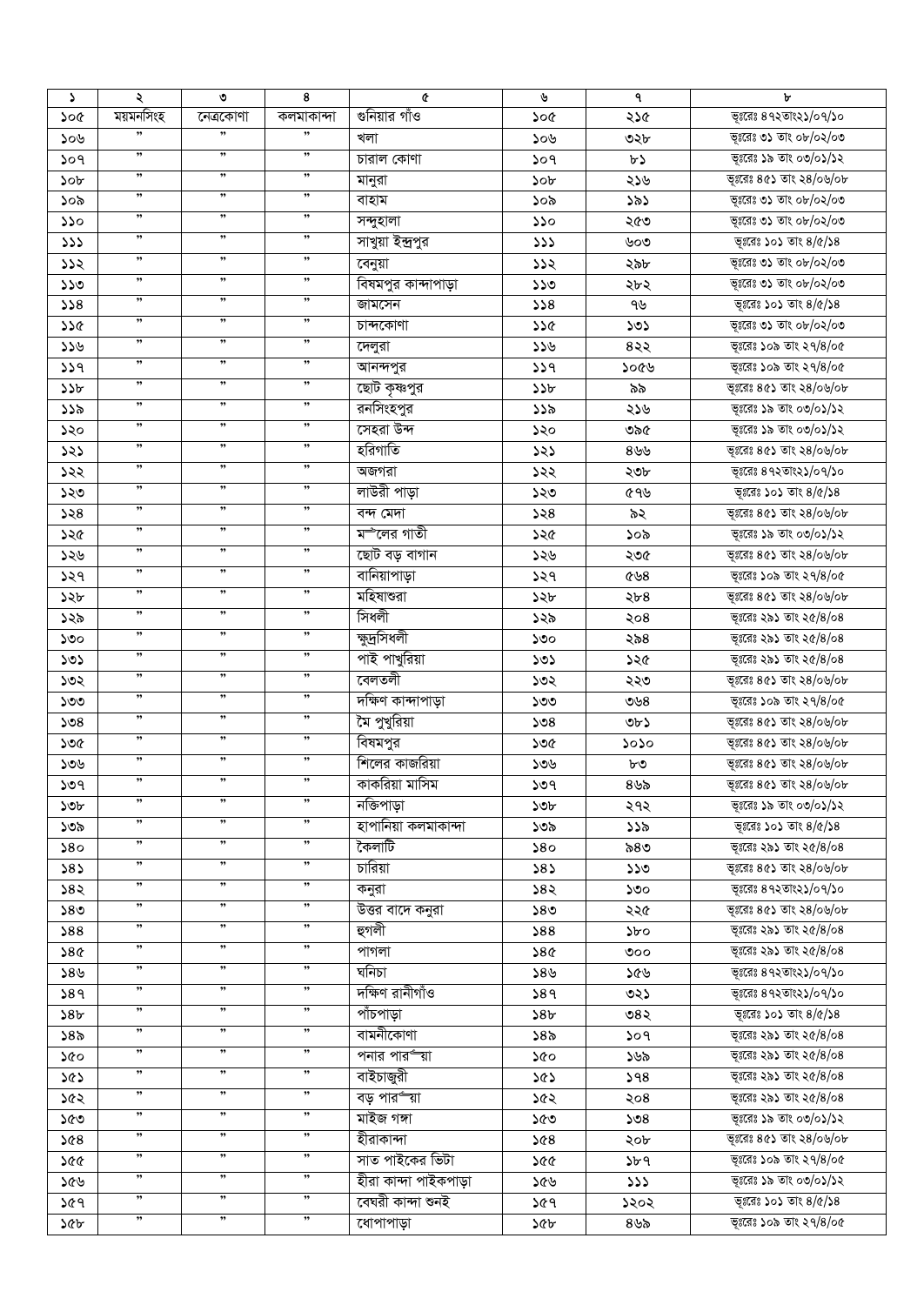| ১ | ২ | ৩ | ৪ | ৫ | ৬ | ৭ | ৮ |
|---|---|---|---|---|---|---|---|
| ১০৫ | ময়মনসিংহ | নেত্রকোণা | কলমাকান্দা | গুনিয়ার গাঁও | ১০৫ | ২১৫ | ভূঃরেঃ ৪৭২তাং২১/০৭/১০ |
| ১০৬ | ” | ” | ” | খলা | ১০৬ | ৩২৮ | ভূঃরেঃ ৩১ তাং ০৮/০২/০৩ |
| ১০৭ | ” | ” | ” | চারাল কোণা | ১০৭ | ৮১ | ভূঃরেঃ ১৯ তাং ০৩/০১/১২ |
| ১০৮ | ” | ” | ” | মানুরা | ১০৮ | ২১৬ | ভূঃরেঃ ৪৫১ তাং ২৪/০৬/০৮ |
| ১০৯ | ” | ” | ” | বাহাম | ১০৯ | ১৯১ | ভূঃরেঃ ৩১ তাং ০৮/০২/০৩ |
| ১১০ | ” | ” | ” | সন্দুহালা | ১১০ | ২৫৩ | ভূঃরেঃ ৩১ তাং ০৮/০২/০৩ |
| ১১১ | ” | ” | ” | সাখুয়া ইন্দ্রপুর | ১১১ | ৬০৩ | ভূঃরেঃ ১০১ তাং ৪/৫/১৪ |
| ১১২ | ” | ” | ” | বেনুয়া | ১১২ | ২৯৮ | ভূঃরেঃ ৩১ তাং ০৮/০২/০৩ |
| ১১৩ | ” | ” | ” | বিষমপুর কান্দাপাড়া | ১১৩ | ২৮২ | ভূঃরেঃ ৩১ তাং ০৮/০২/০৩ |
| ১১৪ | ” | ” | ” | জামসেন | ১১৪ | ৭৬ | ভূঃরেঃ ১০১ তাং ৪/৫/১৪ |
| ১১৫ | ” | ” | ” | চান্দকোণা | ১১৫ | ১৩১ | ভূঃরেঃ ৩১ তাং ০৮/০২/০৩ |
| ১১৬ | ” | ” | ” | দেলুরা | ১১৬ | ৪২২ | ভূঃরেঃ ১০৯ তাং ২৭/৪/০৫ |
| ১১৭ | ” | ” | ” | আনন্দপুর | ১১৭ | ১০৫৬ | ভূঃরেঃ ১০৯ তাং ২৭/৪/০৫ |
| ১১৮ | ” | ” | ” | ছোট কৃষ্ণপুর | ১১৮ | ৯৯ | ভূঃরেঃ ৪৫১ তাং ২৪/০৬/০৮ |
| ১১৯ | ” | ” | ” | রনসিংহপুর | ১১৯ | ২১৬ | ভূঃরেঃ ১৯ তাং ০৩/০১/১২ |
| ১২০ | ” | ” | ” | সেহরা উন্দ | ১২০ | ৩৯৫ | ভূঃরেঃ ১৯ তাং ০৩/০১/১২ |
| ১২১ | ” | ” | ” | হরিগাতি | ১২১ | ৪৬৬ | ভূঃরেঃ ৪৫১ তাং ২৪/০৬/০৮ |
| ১২২ | ” | ” | ” | অজগরা | ১২২ | ২৩৮ | ভূঃরেঃ ৪৭২তাং২১/০৭/১০ |
| ১২৩ | ” | ” | ” | লাউরী পাড়া | ১২৩ | ৫৭৬ | ভূঃরেঃ ১০১ তাং ৪/৫/১৪ |
| ১২৪ | ” | ” | ” | বন্দ মেদা | ১২৪ | ৯২ | ভূঃরেঃ ৪৫১ তাং ২৪/০৬/০৮ |
| ১২৫ | ” | ” | ” | ম ^লের গাতী | ১২৫ | ১০৯ | ভূঃরেঃ ১৯ তাং ০৩/০১/১২ |
| ১২৬ | ” | ” | ” | ছোট বড় বাগান | ১২৬ | ২৩৫ | ভূঃরেঃ ৪৫১ তাং ২৪/০৬/০৮ |
| ১২৭ | ” | ” | ” | বানিয়াপাড়া | ১২৭ | ৫৬৪ | ভূঃরেঃ ১০৯ তাং ২৭/৪/০৫ |
| ১২৮ | ” | ” | ” | মহিষাশুরা | ১২৮ | ২৮৪ | ভূঃরেঃ ৪৫১ তাং ২৪/০৬/০৮ |
| ১২৯ | ” | ” | ” | সিধলী | ১২৯ | ২০৪ | ভূঃরেঃ ২৯১ তাং ২৫/৪/০৪ |
| ১৩০ | ” | ” | ” | ক্ষুদ্রসিধলী | ১৩০ | ২৯৪ | ভূঃরেঃ ২৯১ তাং ২৫/৪/০৪ |
| ১৩১ | ” | ” | ” | পাই পাখুরিয়া | ১৩১ | ১২৫ | ভূঃরেঃ ২৯১ তাং ২৫/৪/০৪ |
| ১৩২ | ” | ” | ” | বেলতলী | ১৩২ | ২২৩ | ভূঃরেঃ ৪৫১ তাং ২৪/০৬/০৮ |
| ১৩৩ | ” | ” | ” | দক্ষিণ কান্দাপাড়া | ১৩৩ | ৩৬৪ | ভূঃরেঃ ১০৯ তাং ২৭/৪/০৫ |
| ১৩৪ | ” | ” | ” | মৈ পুখুরিয়া | ১৩৪ | ৩৮১ | ভূঃরেঃ ৪৫১ তাং ২৪/০৬/০৮ |
| ১৩৫ | ” | ” | ” | বিষমপুর | ১৩৫ | ১০১০ | ভূঃরেঃ ৪৫১ তাং ২৪/০৬/০৮ |
| ১৩৬ | ” | ” | ” | শিলের কাজরিয়া | ১৩৬ | ৮৩ | ভূঃরেঃ ৪৫১ তাং ২৪/০৬/০৮ |
| ১৩৭ | ” | ” | ” | কাকরিয়া মাসিম | ১৩৭ | ৪৬৯ | ভূঃরেঃ ৪৫১ তাং ২৪/০৬/০৮ |
| ১৩৮ | ” | ” | ” | নক্তিপাড়া | ১৩৮ | ২৭২ | ভূঃরেঃ ১৯ তাং ০৩/০১/১২ |
| ১৩৯ | ” | ” | ” | হাপানিয়া কলমাকান্দা | ১৩৯ | ১১৯ | ভূঃরেঃ ১০১ তাং ৪/৫/১৪ |
| ১৪০ | ” | ” | ” | কৈলাটি | ১৪০ | ৯৪৩ | ভূঃরেঃ ২৯১ তাং ২৫/৪/০৪ |
| ১৪১ | ” | ” | ” | চারিয়া | ১৪১ | ১১৩ | ভূঃরেঃ ৪৫১ তাং ২৪/০৬/০৮ |
| ১৪২ | ” | ” | ” | কনুরা | ১৪২ | ১৩০ | ভূঃরেঃ ৪৭২তাং২১/০৭/১০ |
| ১৪৩ | ” | ” | ” | উত্তর বাদে কনুরা | ১৪৩ | ২২৫ | ভূঃরেঃ ৪৫১ তাং ২৪/০৬/০৮ |
| ১৪৪ | ” | ” | ” | হুগলী | ১৪৪ | ১৮০ | ভূঃরেঃ ২৯১ তাং ২৫/৪/০৪ |
| ১৪৫ | ” | ” | ” | পাগলা | ১৪৫ | ৩০০ | ভূঃরেঃ ২৯১ তাং ২৫/৪/০৪ |
| ১৪৬ | ” | ” | ” | ঘনিচা | ১৪৬ | ১৫৬ | ভূঃরেঃ ৪৭২তাং২১/০৭/১০ |
| ১৪৭ | ” | ” | ” | দক্ষিণ রানীগাঁও | ১৪৭ | ৩২১ | ভূঃরেঃ ৪৭২তাং২১/০৭/১০ |
| ১৪৮ | ” | ” | ” | পাঁচপাড়া | ১৪৮ | ৩৪২ | ভূঃরেঃ ১০১ তাং ৪/৫/১৪ |
| ১৪৯ | ” | ” | ” | বামনীকোণা | ১৪৯ | ১০৭ | ভূঃরেঃ ২৯১ তাং ২৫/৪/০৪ |
| ১৫০ | ” | ” | ” | পনার পার ^য়া | ১৫০ | ১৬৯ | ভূঃরেঃ ২৯১ তাং ২৫/৪/০৪ |
| ১৫১ | ” | ” | ” | বাইচাজুরী | ১৫১ | ১৭৪ | ভূঃরেঃ ২৯১ তাং ২৫/৪/০৪ |
| ১৫২ | ” | ” | ” | বড় পার ^য়া | ১৫২ | ২০৪ | ভূঃরেঃ ২৯১ তাং ২৫/৪/০৪ |
| ১৫৩ | ” | ” | ” | মাইজ গঙ্গা | ১৫৩ | ১৩৪ | ভূঃরেঃ ১৯ তাং ০৩/০১/১২ |
| ১৫৪ | ” | ” | ” | হীরাকান্দা | ১৫৪ | ২০৮ | ভূঃরেঃ ৪৫১ তাং ২৪/০৬/০৮ |
| ১৫৫ | ” | ” | ” | সাত পাইকের ভিটা | ১৫৫ | ১৮৭ | ভূঃরেঃ ১০৯ তাং ২৭/৪/০৫ |
| ১৫৬ | ” | ” | ” | হীরা কান্দা পাইকপাড়া | ১৫৬ | ১১১ | ভূঃরেঃ ১৯ তাং ০৩/০১/১২ |
| ১৫৭ | ” | ” | ” | ঘেঘরী কান্দা শুনই | ১৫৭ | ১২০২ | ভূঃরেঃ ১০১ তাং ৪/৫/১৪ |
| ১৫৮ | ” | ” | ” | ধোপাপাড়া | ১৫৮ | ৪৬৯ | ভূঃরেঃ ১০৯ তাং ২৭/৪/০৫ |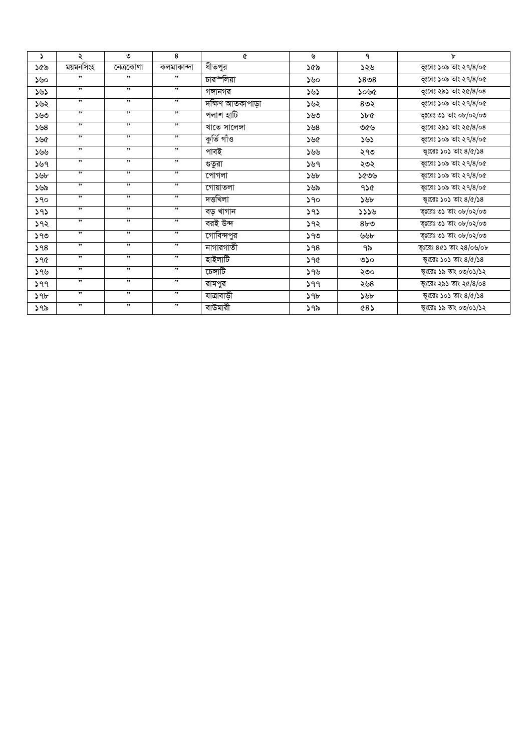| ১ | ২ | ৩ | ৪ | ৫ | ৬ | ৭ | ৮ |
|---|---|---|---|---|---|---|---|
| ১৫৯ | ময়মনসিংহ | নেত্রকোণা | কলমাকান্দা | ধীতপুর | ১৫৯ | ১২৬ | ভূঃরেঃ ১০৯ তাং ২৭/৪/০৫ |
| ১৬০ | ” | ” | ” | চার`লিয়া | ১৬০ | ১৪৩৪ | ভূঃরেঃ ১০৯ তাং ২৭/৪/০৫ |
| ১৬১ | ” | ” | ” | গঙ্গানগর | ১৬১ | ১০৬৫ | ভূঃরেঃ ২৯১ তাং ২৫/৪/০৪ |
| ১৬২ | ” | ” | ” | দক্ষিণ আতকাপাড়া | ১৬২ | ৪৩২ | ভূঃরেঃ ১০৯ তাং ২৭/৪/০৫ |
| ১৬৩ | ” | ” | ” | পলাশ হাটি | ১৬৩ | ১৮৫ | ভূঃরেঃ ৩১ তাং ০৮/০২/০৩ |
| ১৬৪ | ” | ” | ” | খাতে সালেঙ্গা | ১৬৪ | ৩৫৬ | ভূঃরেঃ ২৯১ তাং ২৫/৪/০৪ |
| ১৬৫ | ” | ” | ” | কুর্তি গাঁও | ১৬৫ | ১৬১ | ভূঃরেঃ ১০৯ তাং ২৭/৪/০৫ |
| ১৬৬ | ” | ” | ” | পাবই | ১৬৬ | ২৭৩ | ভূঃরেঃ ১০১ তাং ৪/৫/১৪ |
| ১৬৭ | ” | ” | ” | গুতুরা | ১৬৭ | ২৩২ | ভূঃরেঃ ১০৯ তাং ২৭/৪/০৫ |
| ১৬৮ | ” | ” | ” | পোগলা | ১৬৮ | ১৫৩৬ | ভূঃরেঃ ১০৯ তাং ২৭/৪/০৫ |
| ১৬৯ | ” | ” | ” | গোয়াতলা | ১৬৯ | ৭১৫ | ভূঃরেঃ ১০৯ তাং ২৭/৪/০৫ |
| ১৭০ | ” | ” | ” | দত্তখিলা | ১৭০ | ১৬৮ | ভূঃরেঃ ১০১ তাং ৪/৫/১৪ |
| ১৭১ | ” | ” | ” | বড় খাগান | ১৭১ | ১১১৬ | ভূঃরেঃ ৩১ তাং ০৮/০২/০৩ |
| ১৭২ | ” | ” | ” | বরই উন্দ | ১৭২ | ৪৮৩ | ভূঃরেঃ ৩১ তাং ০৮/০২/০৩ |
| ১৭৩ | ” | ” | ” | গোবিন্দপুর | ১৭৩ | ৬৬৮ | ভূঃরেঃ ৩১ তাং ০৮/০২/০৩ |
| ১৭৪ | ” | ” | ” | নাগারগাতী | ১৭৪ | ৭৯ | ভূঃরেঃ ৪৫১ তাং ২৪/০৬/০৮ |
| ১৭৫ | ” | ” | ” | হাইলাটি | ১৭৫ | ৩১০ | ভূঃরেঃ ১০১ তাং ৪/৫/১৪ |
| ১৭৬ | ” | ” | ” | চেঙ্গাটি | ১৭৬ | ২৩০ | ভূঃরেঃ ১৯ তাং ০৩/০১/১২ |
| ১৭৭ | ” | ” | ” | রামপুর | ১৭৭ | ২৬৪ | ভূঃরেঃ ২৯১ তাং ২৫/৪/০৪ |
| ১৭৮ | ” | ” | ” | যাত্রাবাড়ী | ১৭৮ | ১৬৮ | ভূঃরেঃ ১০১ তাং ৪/৫/১৪ |
| ১৭৯ | ” | ” | ” | বাউমারী | ১৭৯ | ৫৪১ | ভূঃরেঃ ১৯ তাং ০৩/০১/১২ |